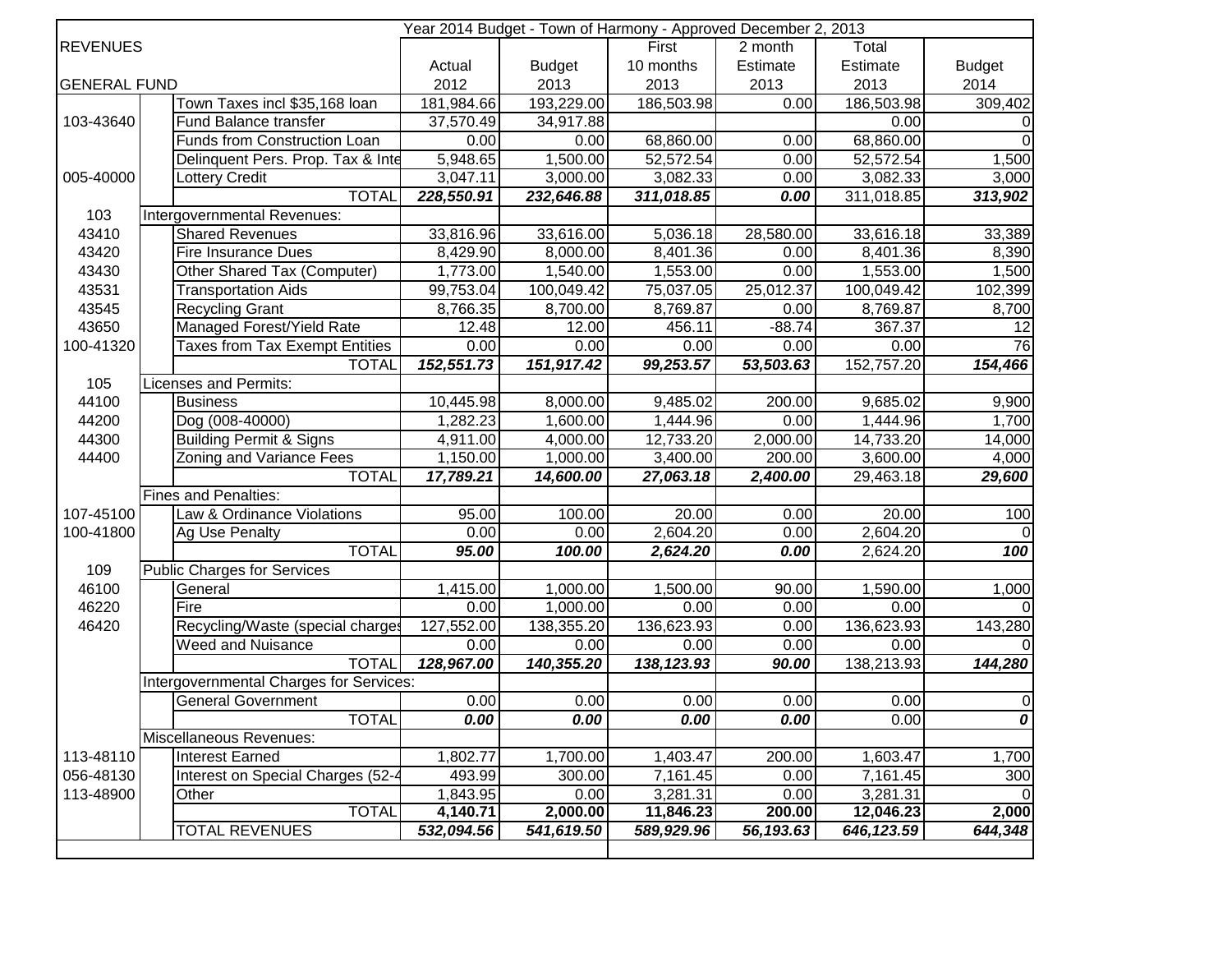| Year 2014 Budget - Town of Harmony - Approved December 2, 2013 | | | | | | | | |
|---|---|---|---|---|---|---|---|---|
| REVENUES | | | | | First | 2 month | Total | |
| | | | Actual | Budget | 10 months | Estimate | Estimate | Budget |
| GENERAL FUND | | | 2012 | 2013 | 2013 | 2013 | 2013 | 2014 |
| | | Town Taxes incl $35,168 loan | 181,984.66 | 193,229.00 | 186,503.98 | 0.00 | 186,503.98 | 309,402 |
| 103-43640 | | Fund Balance transfer | 37,570.49 | 34,917.88 | | | 0.00 | 0 |
| | | Funds from Construction Loan | 0.00 | 0.00 | 68,860.00 | 0.00 | 68,860.00 | 0 |
| | | Delinquent Pers. Prop. Tax & Inte | 5,948.65 | 1,500.00 | 52,572.54 | 0.00 | 52,572.54 | 1,500 |
| 005-40000 | | Lottery Credit | 3,047.11 | 3,000.00 | 3,082.33 | 0.00 | 3,082.33 | 3,000 |
| | | TOTAL | ***228,550.91*** | ***232,646.88*** | ***311,018.85*** | ***0.00*** | 311,018.85 | ***313,902*** |
| 103 | Intergovernmental Revenues: | | | | | | | |
| 43410 | | Shared Revenues | 33,816.96 | 33,616.00 | 5,036.18 | 28,580.00 | 33,616.18 | 33,389 |
| 43420 | | Fire Insurance Dues | 8,429.90 | 8,000.00 | 8,401.36 | 0.00 | 8,401.36 | 8,390 |
| 43430 | | Other Shared Tax (Computer) | 1,773.00 | 1,540.00 | 1,553.00 | 0.00 | 1,553.00 | 1,500 |
| 43531 | | Transportation Aids | 99,753.04 | 100,049.42 | 75,037.05 | 25,012.37 | 100,049.42 | 102,399 |
| 43545 | | Recycling Grant | 8,766.35 | 8,700.00 | 8,769.87 | 0.00 | 8,769.87 | 8,700 |
| 43650 | | Managed Forest/Yield Rate | 12.48 | 12.00 | 456.11 | -88.74 | 367.37 | 12 |
| 100-41320 | | Taxes from Tax Exempt Entities | 0.00 | 0.00 | 0.00 | 0.00 | 0.00 | 76 |
| | | TOTAL | ***152,551.73*** | ***151,917.42*** | ***99,253.57*** | ***53,503.63*** | 152,757.20 | ***154,466*** |
| 105 | Licenses and Permits: | | | | | | | |
| 44100 | | Business | 10,445.98 | 8,000.00 | 9,485.02 | 200.00 | 9,685.02 | 9,900 |
| 44200 | | Dog (008-40000) | 1,282.23 | 1,600.00 | 1,444.96 | 0.00 | 1,444.96 | 1,700 |
| 44300 | | Building Permit & Signs | 4,911.00 | 4,000.00 | 12,733.20 | 2,000.00 | 14,733.20 | 14,000 |
| 44400 | | Zoning and Variance Fees | 1,150.00 | 1,000.00 | 3,400.00 | 200.00 | 3,600.00 | 4,000 |
| | | TOTAL | ***17,789.21*** | ***14,600.00*** | ***27,063.18*** | ***2,400.00*** | 29,463.18 | ***29,600*** |
| | Fines and Penalties: | | | | | | | |
| 107-45100 | | Law & Ordinance Violations | 95.00 | 100.00 | 20.00 | 0.00 | 20.00 | 100 |
| 100-41800 | | Ag Use Penalty | 0.00 | 0.00 | 2,604.20 | 0.00 | 2,604.20 | 0 |
| | | TOTAL | ***95.00*** | ***100.00*** | ***2,624.20*** | ***0.00*** | 2,624.20 | ***100*** |
| 109 | Public Charges for Services | | | | | | | |
| 46100 | | General | 1,415.00 | 1,000.00 | 1,500.00 | 90.00 | 1,590.00 | 1,000 |
| 46220 | | Fire | 0.00 | 1,000.00 | 0.00 | 0.00 | 0.00 | 0 |
| 46420 | | Recycling/Waste (special charges | 127,552.00 | 138,355.20 | 136,623.93 | 0.00 | 136,623.93 | 143,280 |
| | | Weed and Nuisance | 0.00 | 0.00 | 0.00 | 0.00 | 0.00 | 0 |
| | | TOTAL | ***128,967.00*** | ***140,355.20*** | ***138,123.93*** | ***90.00*** | 138,213.93 | ***144,280*** |
| | Intergovernmental Charges for Services: | | | | | | | |
| | | General Government | 0.00 | 0.00 | 0.00 | 0.00 | 0.00 | 0 |
| | | TOTAL | ***0.00*** | ***0.00*** | ***0.00*** | ***0.00*** | 0.00 | ***0*** |
| | Miscellaneous Revenues: | | | | | | | |
| 113-48110 | | Interest Earned | 1,802.77 | 1,700.00 | 1,403.47 | 200.00 | 1,603.47 | 1,700 |
| 056-48130 | | Interest on Special Charges (52-4 | 493.99 | 300.00 | 7,161.45 | 0.00 | 7,161.45 | 300 |
| 113-48900 | | Other | 1,843.95 | 0.00 | 3,281.31 | 0.00 | 3,281.31 | 0 |
| | | TOTAL | **4,140.71** | **2,000.00** | **11,846.23** | **200.00** | **12,046.23** | **2,000** |
| | | TOTAL REVENUES | ***532,094.56*** | ***541,619.50*** | ***589,929.96*** | ***56,193.63*** | ***646,123.59*** | ***644,348*** |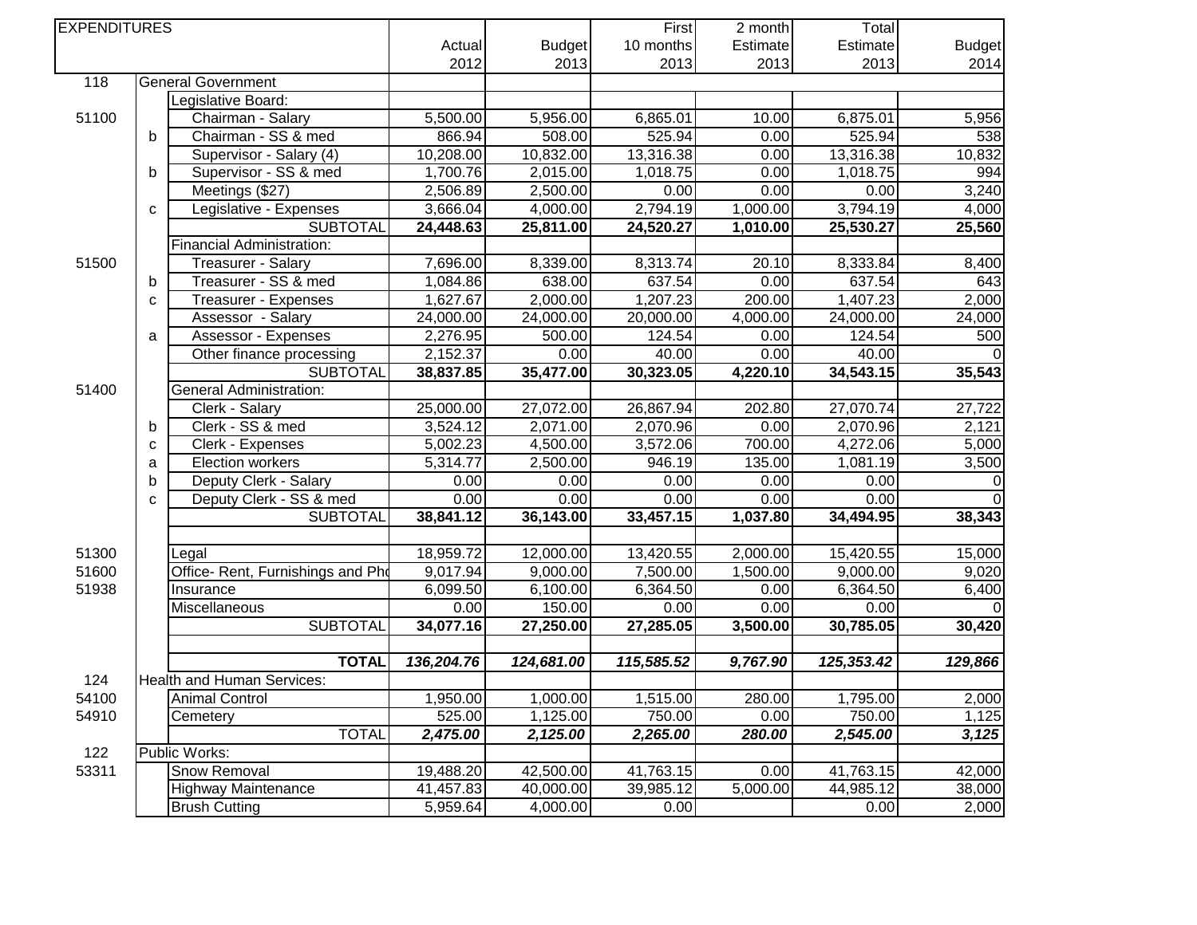| EXPENDITURES | | | Actual 2012 | Budget 2013 | First 10 months 2013 | 2 month Estimate 2013 | Total Estimate 2013 | Budget 2014 |
|---|---|---|---|---|---|---|---|---|
| 118 | | General Government | | | | | | |
| | | Legislative Board: | | | | | | |
| 51100 | | Chairman - Salary | 5,500.00 | 5,956.00 | 6,865.01 | 10.00 | 6,875.01 | 5,956 |
| | b | Chairman - SS & med | 866.94 | 508.00 | 525.94 | 0.00 | 525.94 | 538 |
| | | Supervisor - Salary (4) | 10,208.00 | 10,832.00 | 13,316.38 | 0.00 | 13,316.38 | 10,832 |
| | b | Supervisor - SS & med | 1,700.76 | 2,015.00 | 1,018.75 | 0.00 | 1,018.75 | 994 |
| | | Meetings ($27) | 2,506.89 | 2,500.00 | 0.00 | 0.00 | 0.00 | 3,240 |
| | c | Legislative - Expenses | 3,666.04 | 4,000.00 | 2,794.19 | 1,000.00 | 3,794.19 | 4,000 |
| | | SUBTOTAL | **24,448.63** | **25,811.00** | **24,520.27** | **1,010.00** | **25,530.27** | **25,560** |
| | | Financial Administration: | | | | | | |
| 51500 | | Treasurer - Salary | 7,696.00 | 8,339.00 | 8,313.74 | 20.10 | 8,333.84 | 8,400 |
| | b | Treasurer - SS & med | 1,084.86 | 638.00 | 637.54 | 0.00 | 637.54 | 643 |
| | c | Treasurer - Expenses | 1,627.67 | 2,000.00 | 1,207.23 | 200.00 | 1,407.23 | 2,000 |
| | | Assessor - Salary | 24,000.00 | 24,000.00 | 20,000.00 | 4,000.00 | 24,000.00 | 24,000 |
| | a | Assessor - Expenses | 2,276.95 | 500.00 | 124.54 | 0.00 | 124.54 | 500 |
| | | Other finance processing | 2,152.37 | 0.00 | 40.00 | 0.00 | 40.00 | 0 |
| | | SUBTOTAL | **38,837.85** | **35,477.00** | **30,323.05** | **4,220.10** | **34,543.15** | **35,543** |
| 51400 | | General Administration: | | | | | | |
| | | Clerk - Salary | 25,000.00 | 27,072.00 | 26,867.94 | 202.80 | 27,070.74 | 27,722 |
| | b | Clerk - SS & med | 3,524.12 | 2,071.00 | 2,070.96 | 0.00 | 2,070.96 | 2,121 |
| | c | Clerk - Expenses | 5,002.23 | 4,500.00 | 3,572.06 | 700.00 | 4,272.06 | 5,000 |
| | a | Election workers | 5,314.77 | 2,500.00 | 946.19 | 135.00 | 1,081.19 | 3,500 |
| | b | Deputy Clerk - Salary | 0.00 | 0.00 | 0.00 | 0.00 | 0.00 | 0 |
| | c | Deputy Clerk - SS & med | 0.00 | 0.00 | 0.00 | 0.00 | 0.00 | 0 |
| | | SUBTOTAL | **38,841.12** | **36,143.00** | **33,457.15** | **1,037.80** | **34,494.95** | **38,343** |
| | | | | | | | | |
| 51300 | | Legal | 18,959.72 | 12,000.00 | 13,420.55 | 2,000.00 | 15,420.55 | 15,000 |
| 51600 | | Office- Rent, Furnishings and Pho | 9,017.94 | 9,000.00 | 7,500.00 | 1,500.00 | 9,000.00 | 9,020 |
| 51938 | | Insurance | 6,099.50 | 6,100.00 | 6,364.50 | 0.00 | 6,364.50 | 6,400 |
| | | Miscellaneous | 0.00 | 150.00 | 0.00 | 0.00 | 0.00 | 0 |
| | | SUBTOTAL | **34,077.16** | **27,250.00** | **27,285.05** | **3,500.00** | **30,785.05** | **30,420** |
| | | | | | | | | |
| | | **TOTAL** | ***136,204.76*** | ***124,681.00*** | ***115,585.52*** | ***9,767.90*** | ***125,353.42*** | ***129,866*** |
| 124 | | Health and Human Services: | | | | | | |
| 54100 | | Animal Control | 1,950.00 | 1,000.00 | 1,515.00 | 280.00 | 1,795.00 | 2,000 |
| 54910 | | Cemetery | 525.00 | 1,125.00 | 750.00 | 0.00 | 750.00 | 1,125 |
| | | TOTAL | ***2,475.00*** | ***2,125.00*** | ***2,265.00*** | ***280.00*** | ***2,545.00*** | ***3,125*** |
| 122 | | Public Works: | | | | | | |
| 53311 | | Snow Removal | 19,488.20 | 42,500.00 | 41,763.15 | 0.00 | 41,763.15 | 42,000 |
| | | Highway Maintenance | 41,457.83 | 40,000.00 | 39,985.12 | 5,000.00 | 44,985.12 | 38,000 |
| | | Brush Cutting | 5,959.64 | 4,000.00 | 0.00 | | 0.00 | 2,000 |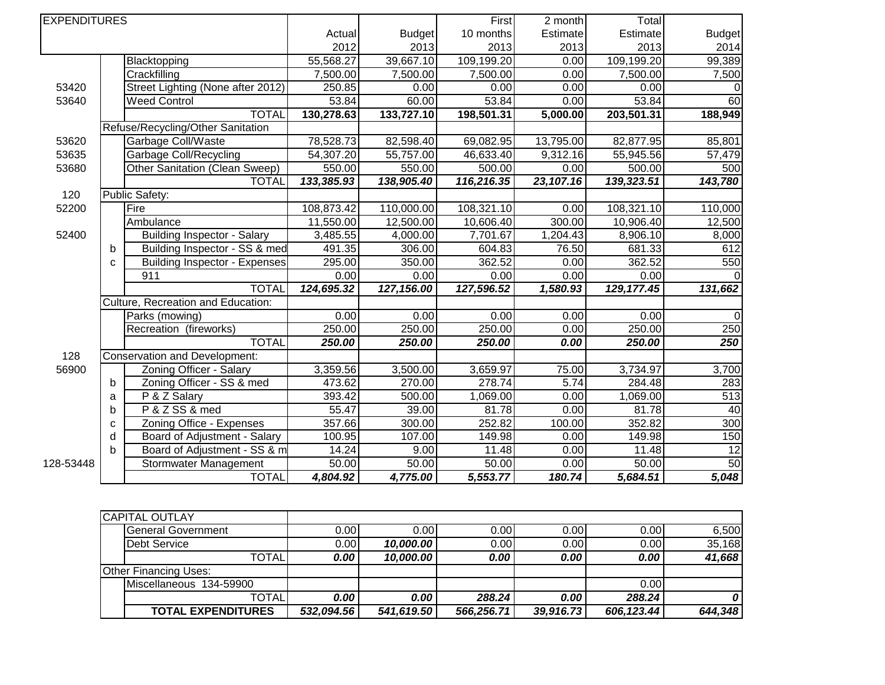| EXPENDITURES | | | Actual 2012 | Budget 2013 | First 10 months 2013 | 2 month Estimate 2013 | Total Estimate 2013 | Budget 2014 |
|---|---|---|---|---|---|---|---|---|
| | | Blacktopping | 55,568.27 | 39,667.10 | 109,199.20 | 0.00 | 109,199.20 | 99,389 |
| | | Crackfilling | 7,500.00 | 7,500.00 | 7,500.00 | 0.00 | 7,500.00 | 7,500 |
| 53420 | | Street Lighting (None after 2012) | 250.85 | 0.00 | 0.00 | 0.00 | 0.00 | 0 |
| 53640 | | Weed Control | 53.84 | 60.00 | 53.84 | 0.00 | 53.84 | 60 |
| | | TOTAL | **130,278.63** | **133,727.10** | **198,501.31** | **5,000.00** | **203,501.31** | **188,949** |
| | Refuse/Recycling/Other Sanitation | | | | | | | |
| 53620 | | Garbage Coll/Waste | 78,528.73 | 82,598.40 | 69,082.95 | 13,795.00 | 82,877.95 | 85,801 |
| 53635 | | Garbage Coll/Recycling | 54,307.20 | 55,757.00 | 46,633.40 | 9,312.16 | 55,945.56 | 57,479 |
| 53680 | | Other Sanitation (Clean Sweep) | 550.00 | 550.00 | 500.00 | 0.00 | 500.00 | 500 |
| | | TOTAL | ***133,385.93*** | ***138,905.40*** | ***116,216.35*** | ***23,107.16*** | ***139,323.51*** | ***143,780*** |
| 120 | Public Safety: | | | | | | | |
| 52200 | | Fire | 108,873.42 | 110,000.00 | 108,321.10 | 0.00 | 108,321.10 | 110,000 |
| | | Ambulance | 11,550.00 | 12,500.00 | 10,606.40 | 300.00 | 10,906.40 | 12,500 |
| 52400 | | Building Inspector - Salary | 3,485.55 | 4,000.00 | 7,701.67 | 1,204.43 | 8,906.10 | 8,000 |
| | b | Building Inspector - SS & med | 491.35 | 306.00 | 604.83 | 76.50 | 681.33 | 612 |
| | c | Building Inspector - Expenses | 295.00 | 350.00 | 362.52 | 0.00 | 362.52 | 550 |
| | | 911 | 0.00 | 0.00 | 0.00 | 0.00 | 0.00 | 0 |
| | | TOTAL | ***124,695.32*** | ***127,156.00*** | ***127,596.52*** | ***1,580.93*** | ***129,177.45*** | ***131,662*** |
| | Culture, Recreation and Education: | | | | | | | |
| | | Parks (mowing) | 0.00 | 0.00 | 0.00 | 0.00 | 0.00 | 0 |
| | | Recreation (fireworks) | 250.00 | 250.00 | 250.00 | 0.00 | 250.00 | 250 |
| | | TOTAL | ***250.00*** | ***250.00*** | ***250.00*** | ***0.00*** | ***250.00*** | ***250*** |
| 128 | Conservation and Development: | | | | | | | |
| 56900 | | Zoning Officer - Salary | 3,359.56 | 3,500.00 | 3,659.97 | 75.00 | 3,734.97 | 3,700 |
| | b | Zoning Officer - SS & med | 473.62 | 270.00 | 278.74 | 5.74 | 284.48 | 283 |
| | a | P & Z Salary | 393.42 | 500.00 | 1,069.00 | 0.00 | 1,069.00 | 513 |
| | b | P & Z SS & med | 55.47 | 39.00 | 81.78 | 0.00 | 81.78 | 40 |
| | c | Zoning Office - Expenses | 357.66 | 300.00 | 252.82 | 100.00 | 352.82 | 300 |
| | d | Board of Adjustment - Salary | 100.95 | 107.00 | 149.98 | 0.00 | 149.98 | 150 |
| | b | Board of Adjustment - SS & m | 14.24 | 9.00 | 11.48 | 0.00 | 11.48 | 12 |
| 128-53448 | | Stormwater Management | 50.00 | 50.00 | 50.00 | 0.00 | 50.00 | 50 |
| | | TOTAL | ***4,804.92*** | ***4,775.00*** | ***5,553.77*** | ***180.74*** | ***5,684.51*** | ***5,048*** |

| | | | | | | | |
|---|---|---|---|---|---|---|---|
| CAPITAL OUTLAY | | | | | | | |
| | General Government | 0.00 | 0.00 | 0.00 | 0.00 | 0.00 | 6,500 |
| | Debt Service | 0.00 | ***10,000.00*** | 0.00 | 0.00 | 0.00 | 35,168 |
| | TOTAL | ***0.00*** | ***10,000.00*** | ***0.00*** | ***0.00*** | ***0.00*** | ***41,668*** |
| Other Financing Uses: | | | | | | | |
| | Miscellaneous 134-59900 | | | | | 0.00 | |
| | TOTAL | ***0.00*** | ***0.00*** | ***288.24*** | ***0.00*** | ***288.24*** | ***0*** |
| | **TOTAL EXPENDITURES** | ***532,094.56*** | ***541,619.50*** | ***566,256.71*** | ***39,916.73*** | ***606,123.44*** | ***644,348*** |